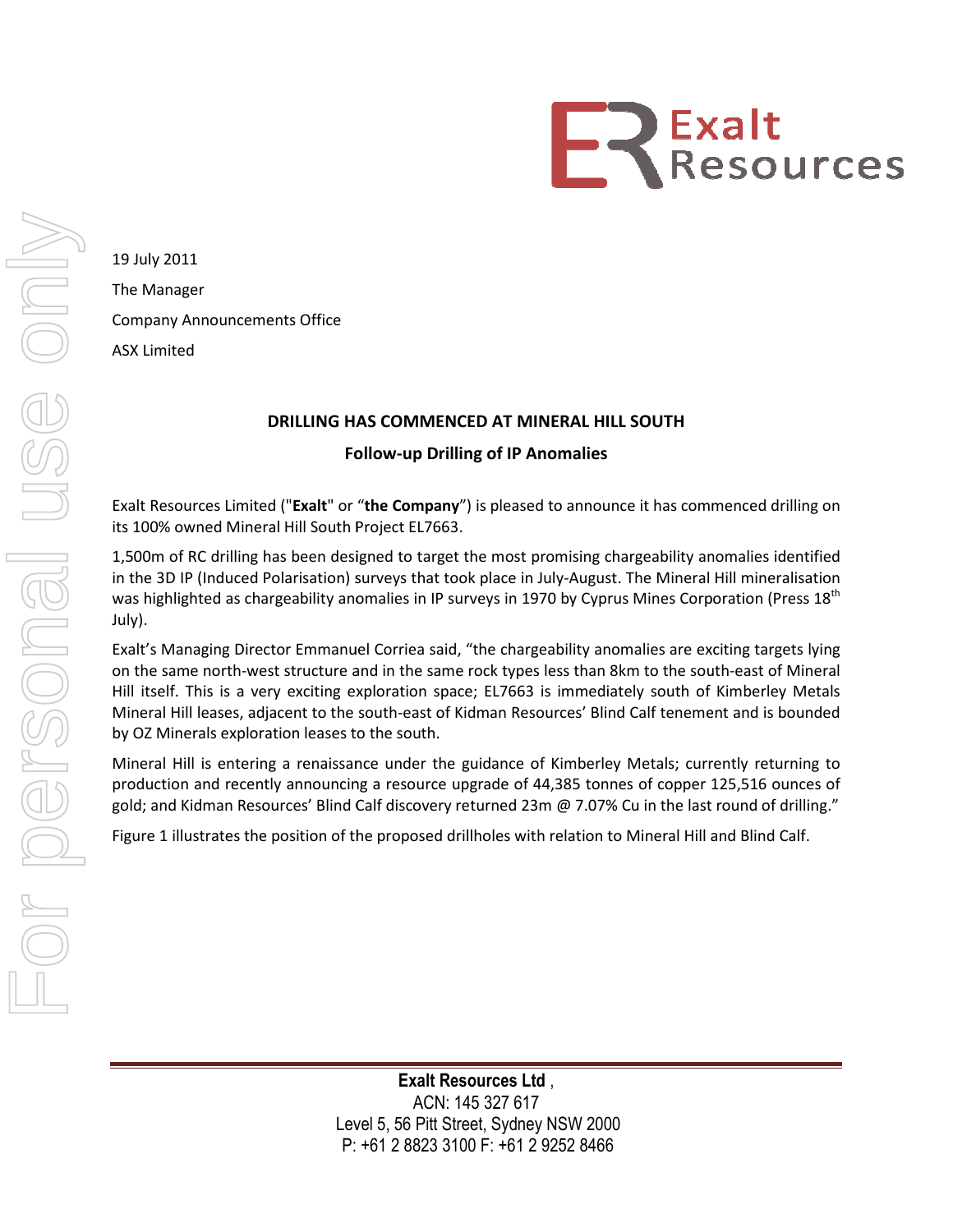19 July 2011

The Manager

Company Announcements Office

ASX Limited

## DRILLING HAS COMMENCED AT MINERAL HILL SOUTH

### Follow-up Drilling of IP Anomalies

Exalt Resources Limited ("**Exalt**" or "**the Company**") is pleased to announce it has commenced drilling on its 100% owned Mineral Hill South Project EL7663.

1,500m of RC drilling has been designed to target the most promising chargeability anomalies identified in the 3D IP (Induced Polarisation) surveys that took place in July-August. The Mineral Hill mineralisation was highlighted as chargeability anomalies in IP surveys in 1970 by Cyprus Mines Corporation (Press 18th July).

Exalt's Managing Director Emmanuel Corriea said, "the chargeability anomalies are exciting targets lying on the same north-west structure and in the same rock types less than 8km to the south-east of Mineral Hill itself. This is a very exciting exploration space; EL7663 is immediately south of Kimberley Metals Mineral Hill leases, adjacent to the south-east of Kidman Resources' Blind Calf tenement and is bounded by OZ Minerals exploration leases to the south.

Mineral Hill is entering a renaissance under the guidance of Kimberley Metals; currently returning to production and recently announcing a resource upgrade of 44,385 tonnes of copper 125,516 ounces of gold; and Kidman Resources' Blind Calf discovery returned 23m @ 7.07% Cu in the last round of drilling."

Figure 1 illustrates the position of the proposed drillholes with relation to Mineral Hill and Blind Calf.

**Exalt Resources Ltd** ,
ACN: 145 327 617
Level 5, 56 Pitt Street, Sydney NSW 2000
P: +61 2 8823 3100 F: +61 2 9252 8466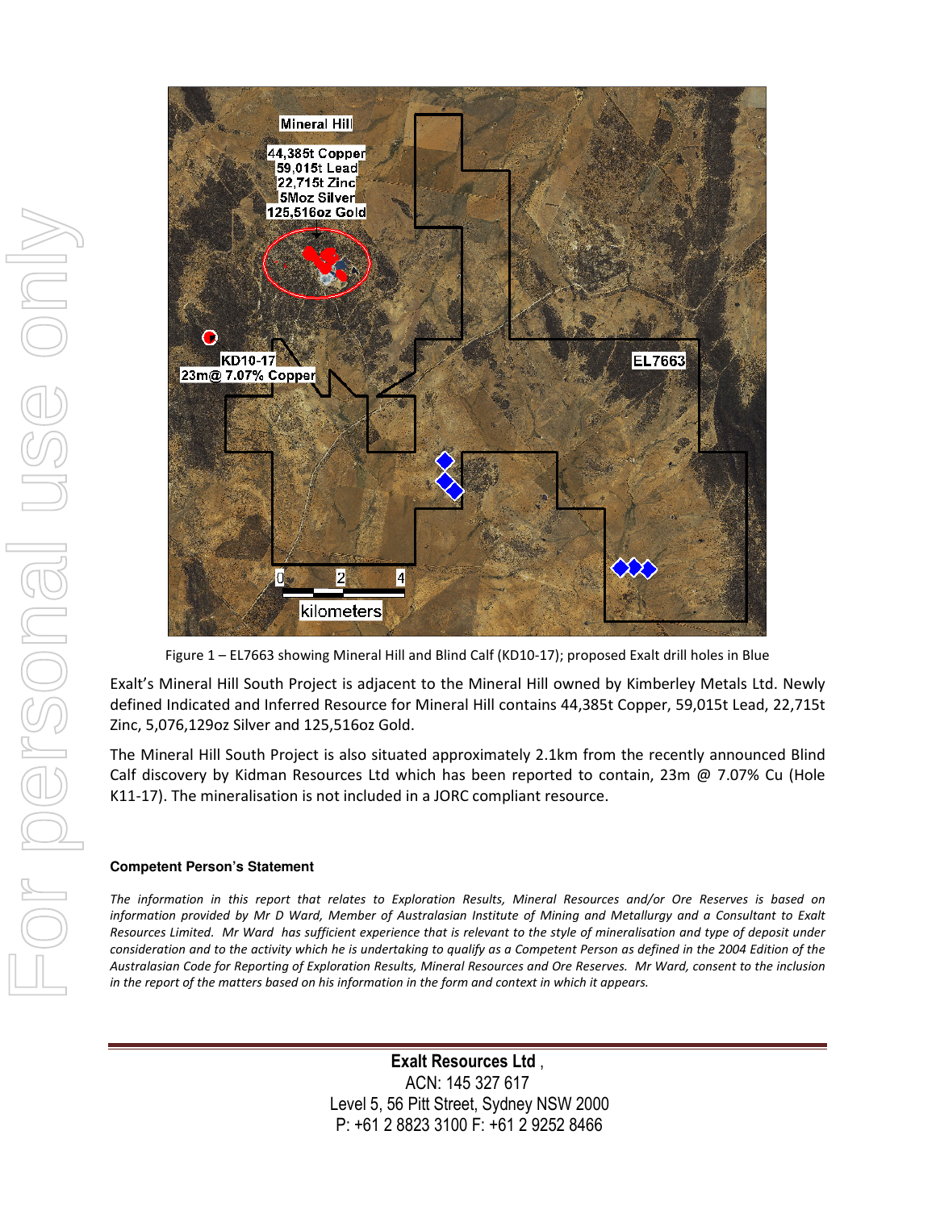Mineral Hill

44,385t Copper
59,015t Lead
22,715t Zinc
5Moz Silver
125,516oz Gold

KD10-17
23m@ 7.07% Copper

EL7663

0 2 4
kilometers

Figure 1 – EL7663 showing Mineral Hill and Blind Calf (KD10-17); proposed Exalt drill holes in Blue

Exalt's Mineral Hill South Project is adjacent to the Mineral Hill owned by Kimberley Metals Ltd. Newly defined Indicated and Inferred Resource for Mineral Hill contains 44,385t Copper, 59,015t Lead, 22,715t Zinc, 5,076,129oz Silver and 125,516oz Gold.

The Mineral Hill South Project is also situated approximately 2.1km from the recently announced Blind Calf discovery by Kidman Resources Ltd which has been reported to contain, 23m @ 7.07% Cu (Hole K11-17). The mineralisation is not included in a JORC compliant resource.

**Competent Person's Statement**

*The information in this report that relates to Exploration Results, Mineral Resources and/or Ore Reserves is based on information provided by Mr D Ward, Member of Australasian Institute of Mining and Metallurgy and a Consultant to Exalt Resources Limited. Mr Ward has sufficient experience that is relevant to the style of mineralisation and type of deposit under consideration and to the activity which he is undertaking to qualify as a Competent Person as defined in the 2004 Edition of the Australasian Code for Reporting of Exploration Results, Mineral Resources and Ore Reserves. Mr Ward, consent to the inclusion in the report of the matters based on his information in the form and context in which it appears.*

**Exalt Resources Ltd** ,
ACN: 145 327 617
Level 5, 56 Pitt Street, Sydney NSW 2000
P: +61 2 8823 3100 F: +61 2 9252 8466